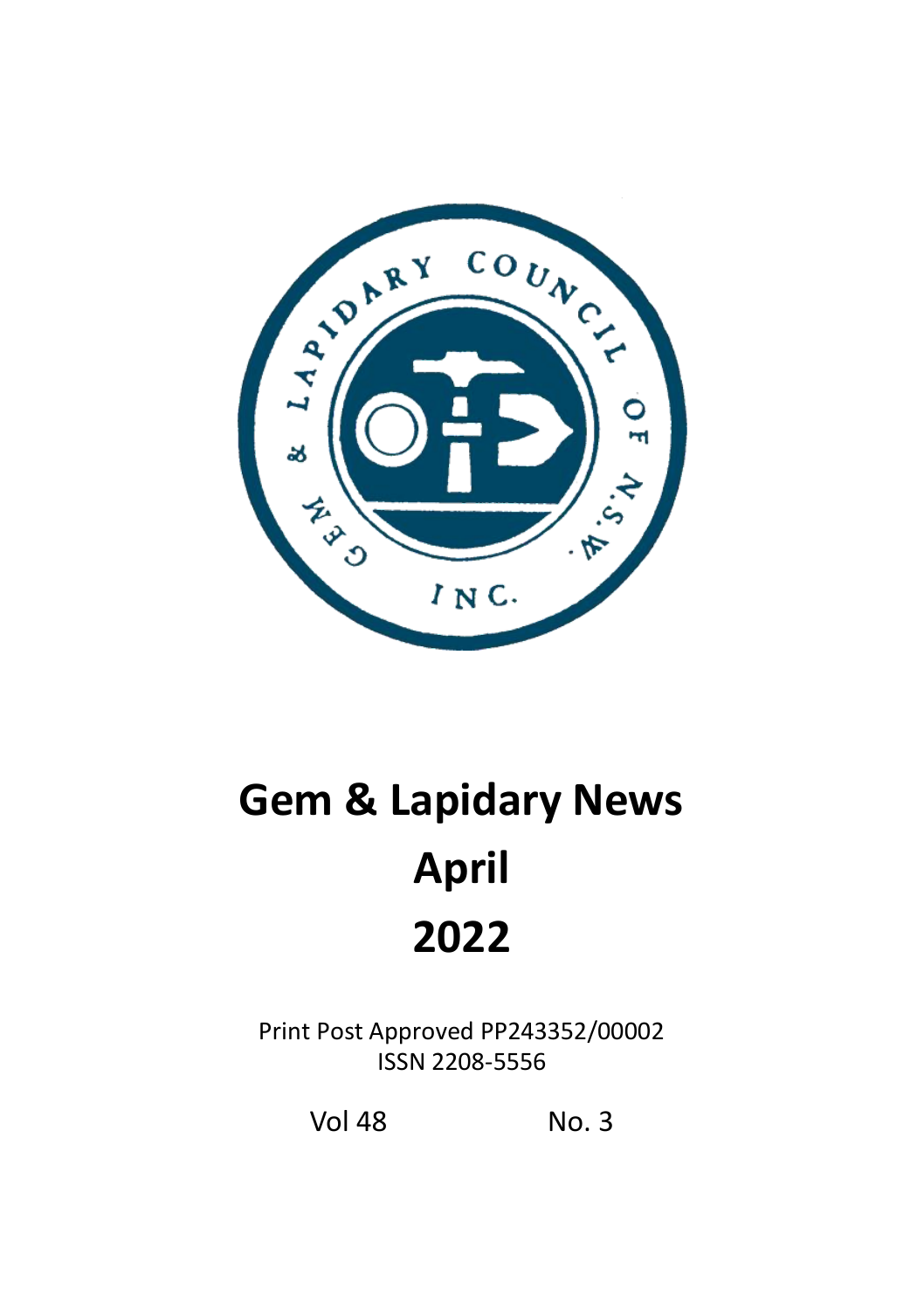GEM & LAPIDARY COUNCIL OF N.S.W. INC.

# Gem & Lapidary News

# April

# 2022

Print Post Approved PP243352/00002
ISSN 2208-5556

Vol 48 No. 3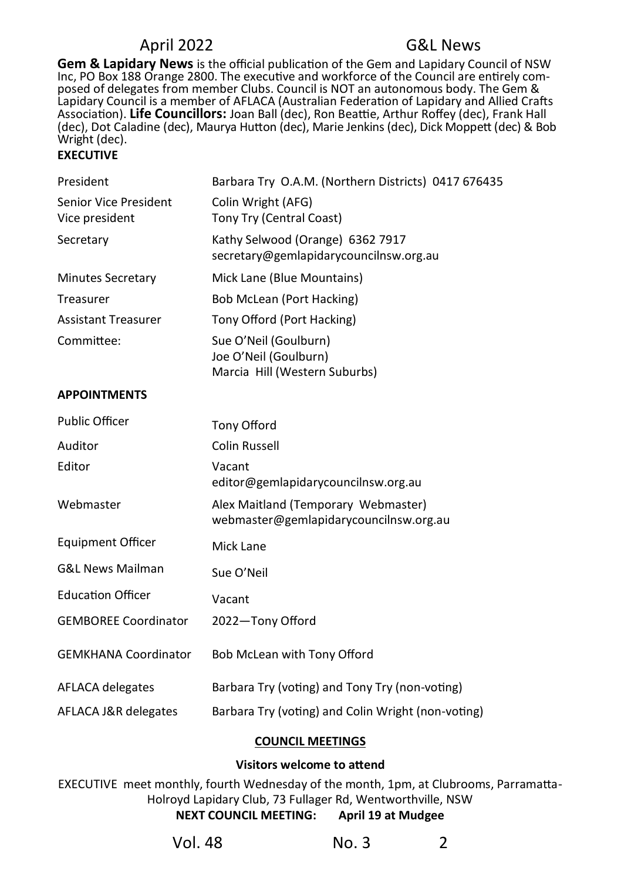**Gem & Lapidary News** is the official publication of the Gem and Lapidary Council of NSW Inc, PO Box 188 Orange 2800. The executive and workforce of the Council are entirely composed of delegates from member Clubs. Council is NOT an autonomous body. The Gem & Lapidary Council is a member of AFLACA (Australian Federation of Lapidary and Allied Crafts Association). **Life Councillors:** Joan Ball (dec), Ron Beattie, Arthur Roffey (dec), Frank Hall (dec), Dot Caladine (dec), Maurya Hutton (dec), Marie Jenkins (dec), Dick Moppett (dec) & Bob Wright (dec).

**EXECUTIVE**

| | |
|---|---|
| President | Barbara Try O.A.M. (Northern Districts) 0417 676435 |
| Senior Vice President | Colin Wright (AFG) |
| Vice president | Tony Try (Central Coast) |
| Secretary | Kathy Selwood (Orange) 6362 7917<br>secretary@gemlapidarycouncilnsw.org.au |
| Minutes Secretary | Mick Lane (Blue Mountains) |
| Treasurer | Bob McLean (Port Hacking) |
| Assistant Treasurer | Tony Offord (Port Hacking) |
| Committee: | Sue O'Neil (Goulburn)<br>Joe O'Neil (Goulburn)<br>Marcia Hill (Western Suburbs) |

**APPOINTMENTS**

| | |
|---|---|
| Public Officer | Tony Offord |
| Auditor | Colin Russell |
| Editor | Vacant<br>editor@gemlapidarycouncilnsw.org.au |
| Webmaster | Alex Maitland (Temporary Webmaster)<br>webmaster@gemlapidarycouncilnsw.org.au |
| Equipment Officer | Mick Lane |
| G&L News Mailman | Sue O'Neil |
| Education Officer | Vacant |
| GEMBOREE Coordinator | 2022—Tony Offord |
| GEMKHANA Coordinator | Bob McLean with Tony Offord |
| AFLACA delegates | Barbara Try (voting) and Tony Try (non-voting) |
| AFLACA J&R delegates | Barbara Try (voting) and Colin Wright (non-voting) |

**COUNCIL MEETINGS**

**Visitors welcome to attend**

EXECUTIVE meet monthly, fourth Wednesday of the month, 1pm, at Clubrooms, Parramatta-Holroyd Lapidary Club, 73 Fullager Rd, Wentworthville, NSW

**NEXT COUNCIL MEETING: April 19 at Mudgee**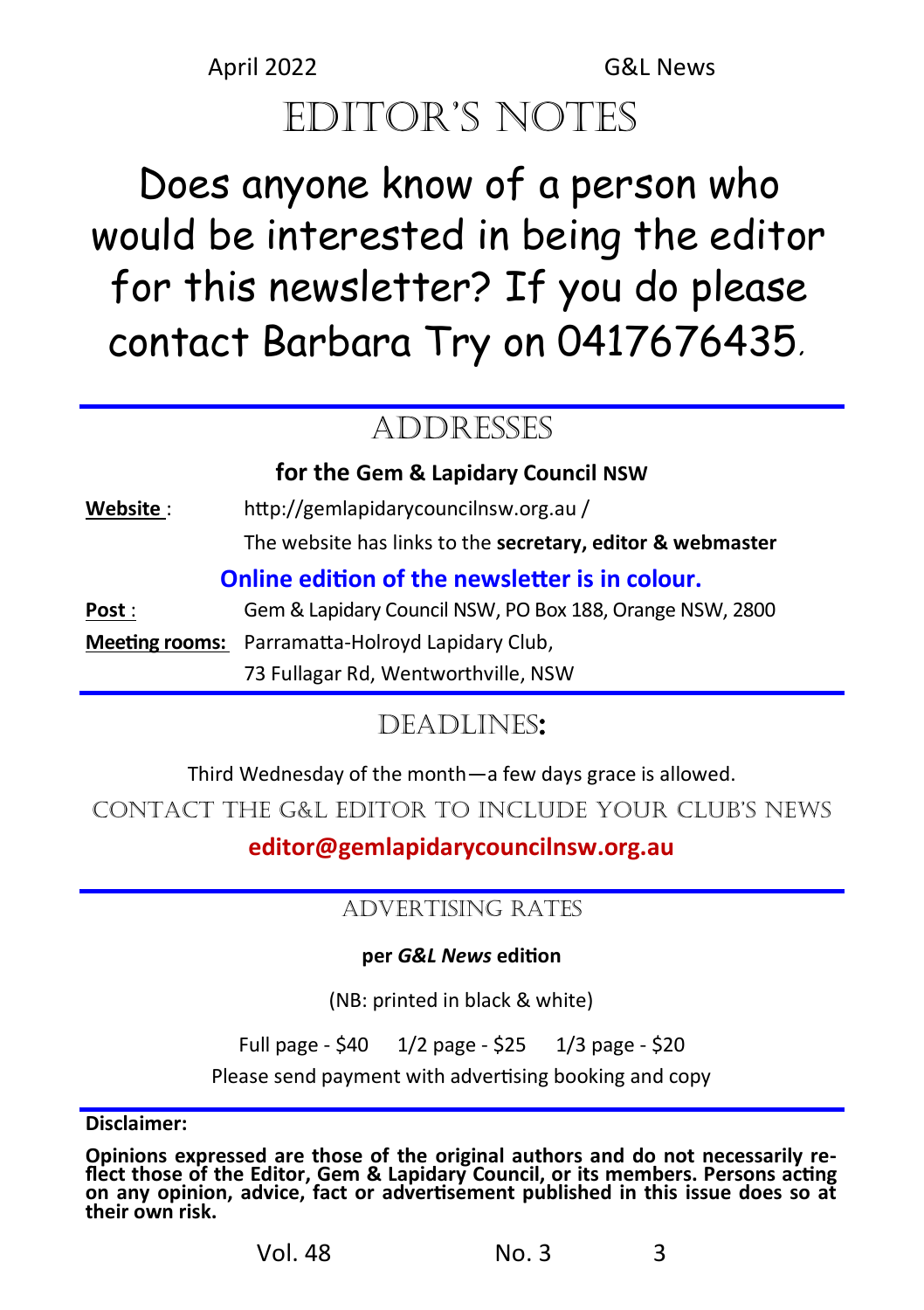# Editor's Notes

Does anyone know of a person who would be interested in being the editor for this newsletter? If you do please contact Barbara Try on 0417676435.

## Addresses

**for the Gem & Lapidary Council NSW**

**Website** : http://gemlapidarycouncilnsw.org.au /

The website has links to the **secretary, editor & webmaster**

**Online edition of the newsletter is in colour.**

**Post** : Gem & Lapidary Council NSW, PO Box 188, Orange NSW, 2800

**Meeting rooms:** Parramatta-Holroyd Lapidary Club, 73 Fullagar Rd, Wentworthville, NSW

## Deadlines:

Third Wednesday of the month—a few days grace is allowed.

Contact the G&L Editor to include your club's news

**editor@gemlapidarycouncilnsw.org.au**

## Advertising Rates

**per *G&L News* edition**

(NB: printed in black & white)

Full page - $40    1/2 page - $25    1/3 page - $20

Please send payment with advertising booking and copy

**Disclaimer:**

**Opinions expressed are those of the original authors and do not necessarily reflect those of the Editor, Gem & Lapidary Council, or its members. Persons acting on any opinion, advice, fact or advertisement published in this issue does so at their own risk.**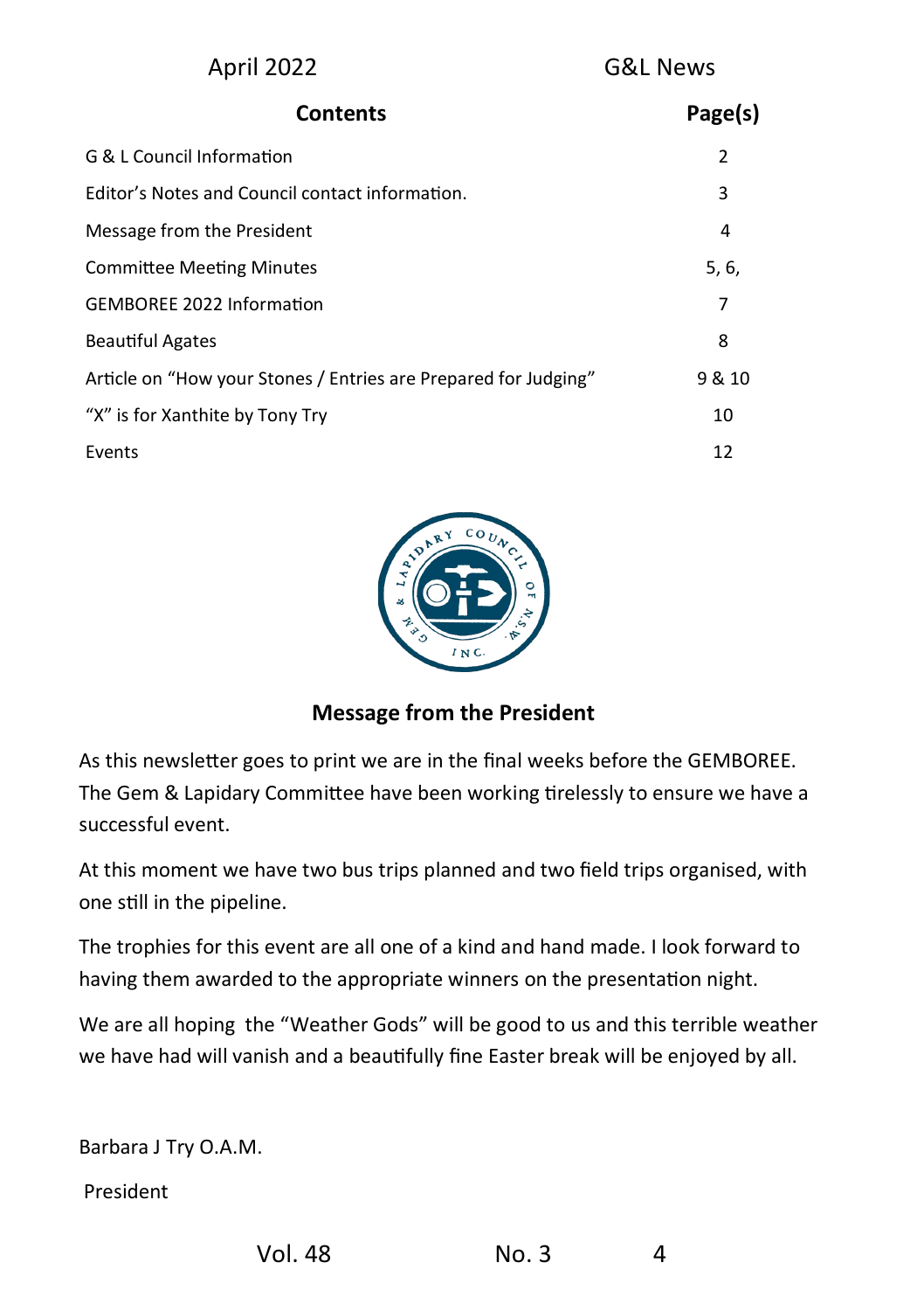## Contents

| Contents | Page(s) |
| --- | --- |
| G & L Council Information | 2 |
| Editor's Notes and Council contact information. | 3 |
| Message from the President | 4 |
| Committee Meeting Minutes | 5, 6, |
| GEMBOREE 2022 Information | 7 |
| Beautiful Agates | 8 |
| Article on "How your Stones / Entries are Prepared for Judging" | 9 & 10 |
| "X" is for Xanthite by Tony Try | 10 |
| Events | 12 |

## Message from the President

As this newsletter goes to print we are in the final weeks before the GEMBOREE. The Gem & Lapidary Committee have been working tirelessly to ensure we have a successful event.

At this moment we have two bus trips planned and two field trips organised, with one still in the pipeline.

The trophies for this event are all one of a kind and hand made. I look forward to having them awarded to the appropriate winners on the presentation night.

We are all hoping the "Weather Gods" will be good to us and this terrible weather we have had will vanish and a beautifully fine Easter break will be enjoyed by all.

Barbara J Try O.A.M.

President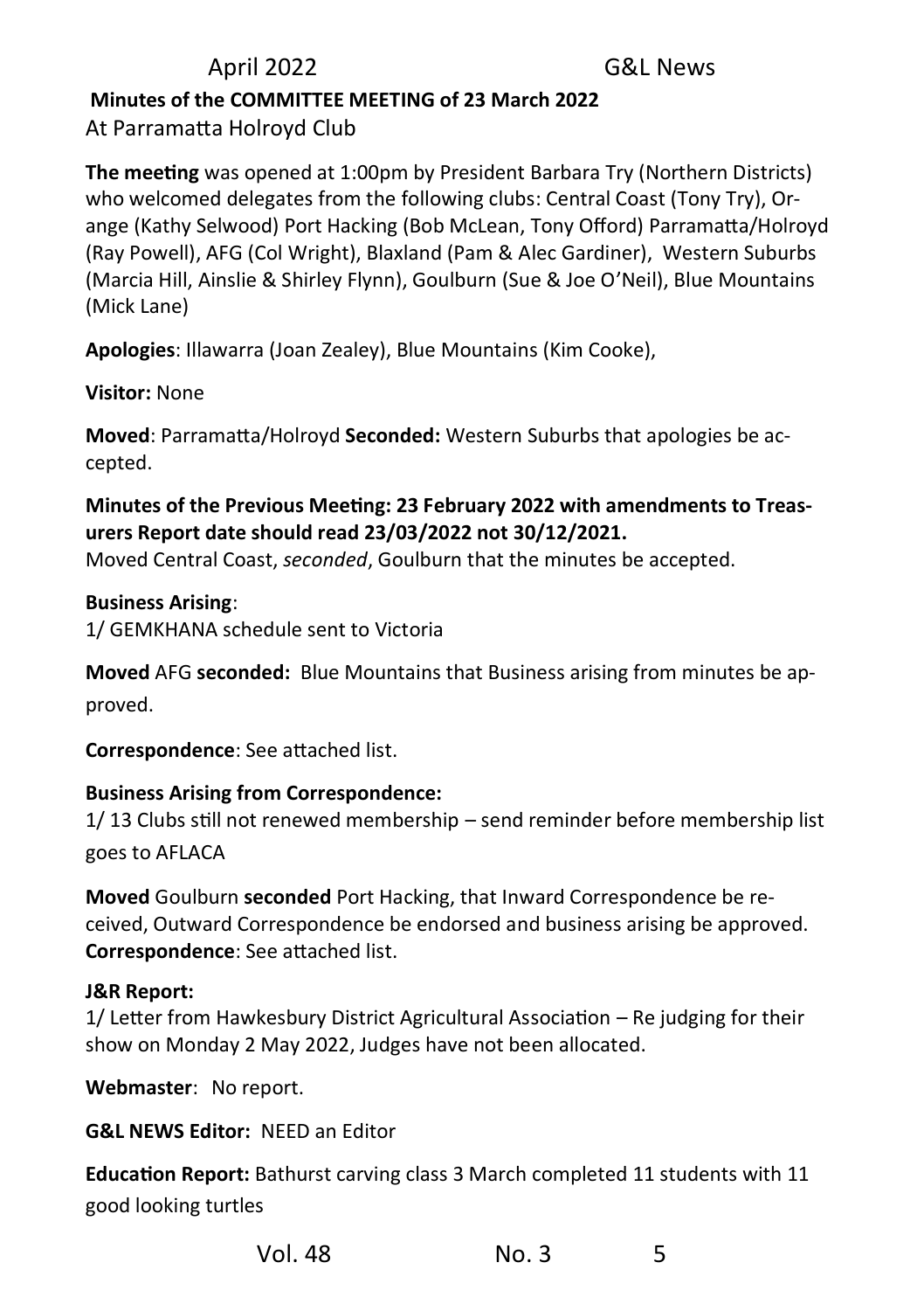**Minutes of the COMMITTEE MEETING of 23 March 2022**

At Parramatta Holroyd Club

**The meeting** was opened at 1:00pm by President Barbara Try (Northern Districts) who welcomed delegates from the following clubs: Central Coast (Tony Try), Orange (Kathy Selwood) Port Hacking (Bob McLean, Tony Offord) Parramatta/Holroyd (Ray Powell), AFG (Col Wright), Blaxland (Pam & Alec Gardiner), Western Suburbs (Marcia Hill, Ainslie & Shirley Flynn), Goulburn (Sue & Joe O'Neil), Blue Mountains (Mick Lane)

**Apologies**: Illawarra (Joan Zealey), Blue Mountains (Kim Cooke),

**Visitor:** None

**Moved**: Parramatta/Holroyd **Seconded:** Western Suburbs that apologies be accepted.

**Minutes of the Previous Meeting: 23 February 2022 with amendments to Treasurers Report date should read 23/03/2022 not 30/12/2021.**
Moved Central Coast, *seconded*, Goulburn that the minutes be accepted.

**Business Arising**:
1/ GEMKHANA schedule sent to Victoria

**Moved** AFG **seconded:** Blue Mountains that Business arising from minutes be approved.

**Correspondence**: See attached list.

**Business Arising from Correspondence:**
1/ 13 Clubs still not renewed membership – send reminder before membership list goes to AFLACA

**Moved** Goulburn **seconded** Port Hacking, that Inward Correspondence be received, Outward Correspondence be endorsed and business arising be approved.
**Correspondence**: See attached list.

**J&R Report:**
1/ Letter from Hawkesbury District Agricultural Association – Re judging for their show on Monday 2 May 2022, Judges have not been allocated.

**Webmaster**: No report.

**G&L NEWS Editor:** NEED an Editor

**Education Report:** Bathurst carving class 3 March completed 11 students with 11 good looking turtles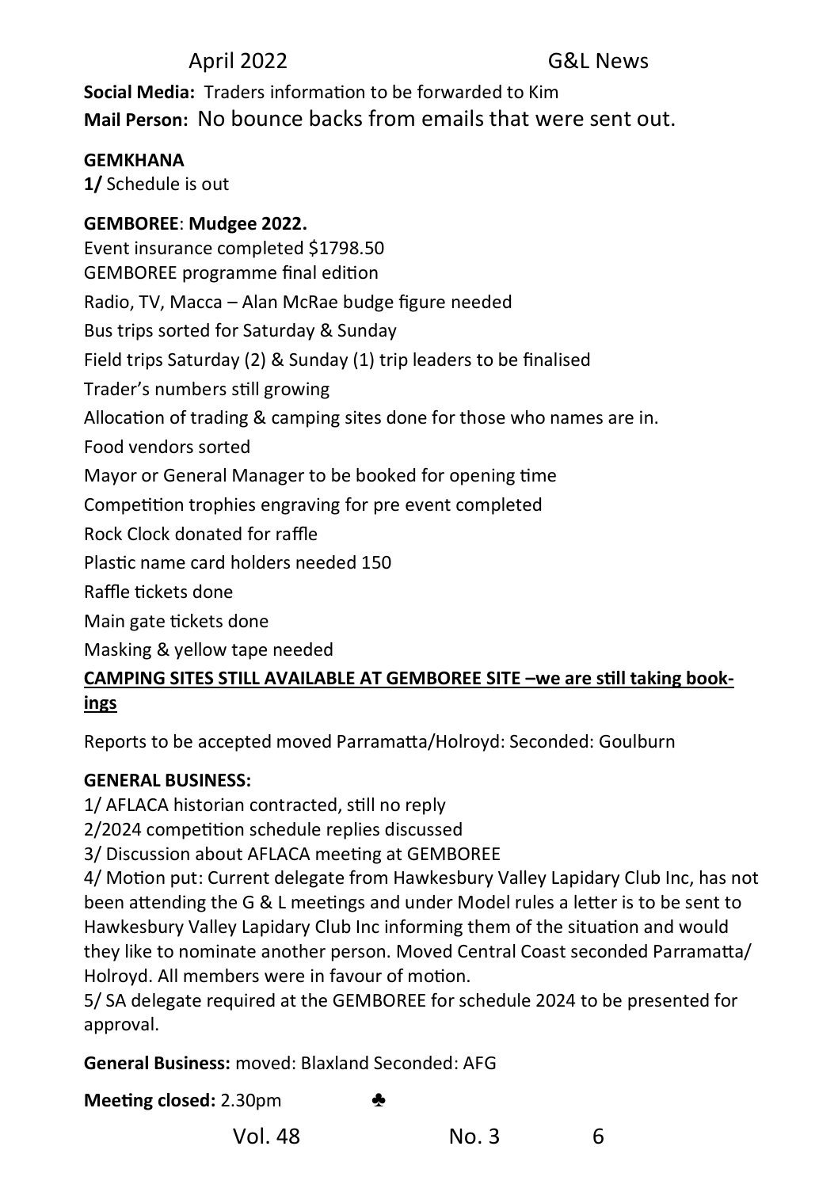**Social Media:** Traders information to be forwarded to Kim

**Mail Person:** No bounce backs from emails that were sent out.

**GEMKHANA**

**1/** Schedule is out

**GEMBOREE**: **Mudgee 2022.**

Event insurance completed $1798.50

GEMBOREE programme final edition

Radio, TV, Macca – Alan McRae budge figure needed

Bus trips sorted for Saturday & Sunday

Field trips Saturday (2) & Sunday (1) trip leaders to be finalised

Trader's numbers still growing

Allocation of trading & camping sites done for those who names are in.

Food vendors sorted

Mayor or General Manager to be booked for opening time

Competition trophies engraving for pre event completed

Rock Clock donated for raffle

Plastic name card holders needed 150

Raffle tickets done

Main gate tickets done

Masking & yellow tape needed

<u>**CAMPING SITES STILL AVAILABLE AT GEMBOREE SITE –we are still taking bookings**</u>

Reports to be accepted moved Parramatta/Holroyd: Seconded: Goulburn

**GENERAL BUSINESS:**

1/ AFLACA historian contracted, still no reply

2/2024 competition schedule replies discussed

3/ Discussion about AFLACA meeting at GEMBOREE

4/ Motion put: Current delegate from Hawkesbury Valley Lapidary Club Inc, has not been attending the G & L meetings and under Model rules a letter is to be sent to Hawkesbury Valley Lapidary Club Inc informing them of the situation and would they like to nominate another person. Moved Central Coast seconded Parramatta/ Holroyd. All members were in favour of motion.

5/ SA delegate required at the GEMBOREE for schedule 2024 to be presented for approval.

**General Business:** moved: Blaxland Seconded: AFG

**Meeting closed:** 2.30pm ♣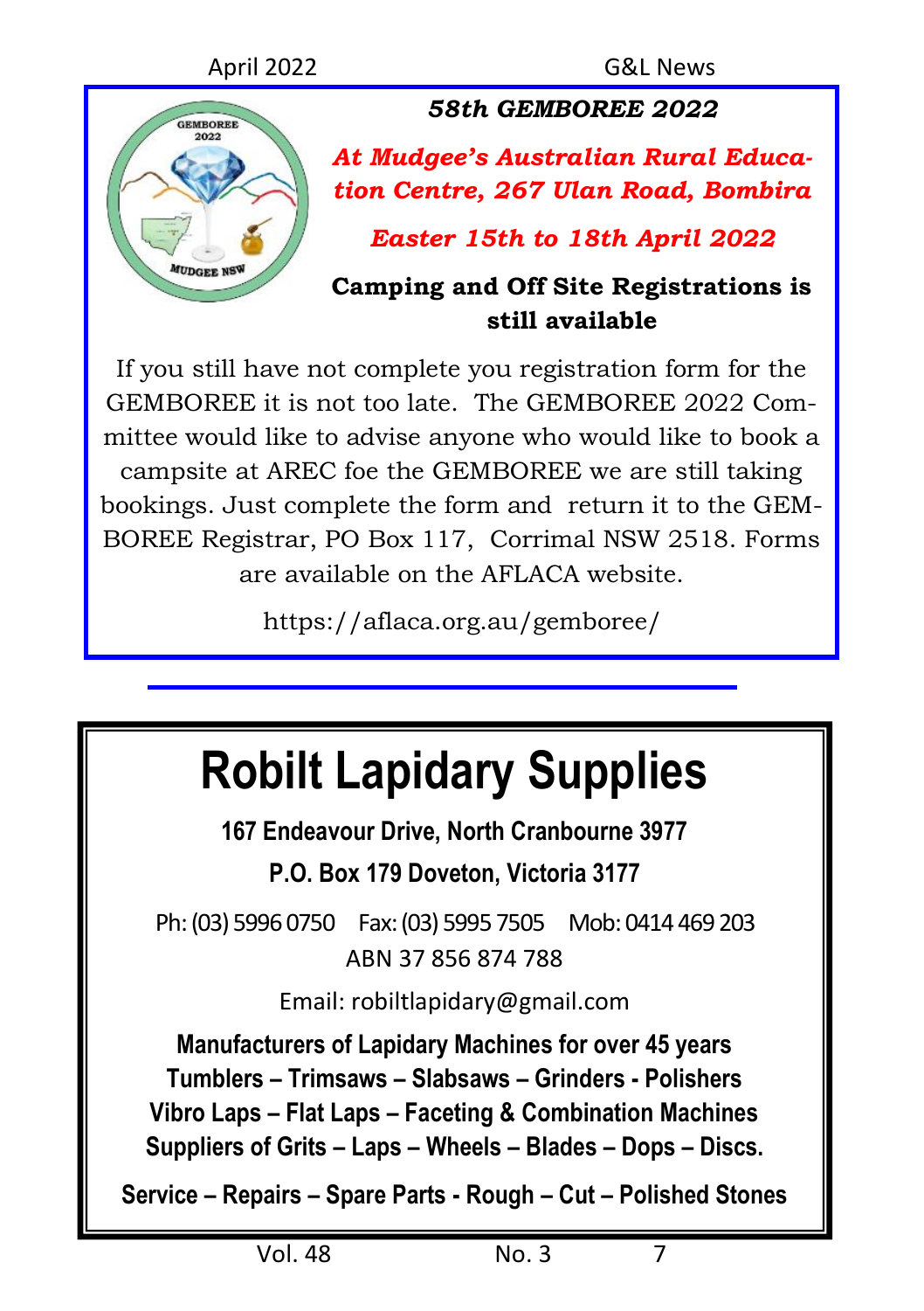## *58th GEMBOREE 2022*

***At Mudgee's Australian Rural Education Centre, 267 Ulan Road, Bombira***

***Easter 15th to 18th April 2022***

**Camping and Off Site Registrations is still available**

If you still have not complete you registration form for the GEMBOREE it is not too late. The GEMBOREE 2022 Committee would like to advise anyone who would like to book a campsite at AREC foe the GEMBOREE we are still taking bookings. Just complete the form and return it to the GEMBOREE Registrar, PO Box 117, Corrimal NSW 2518. Forms are available on the AFLACA website.

https://aflaca.org.au/gemboree/

---

# Robilt Lapidary Supplies

**167 Endeavour Drive, North Cranbourne 3977**

**P.O. Box 179 Doveton, Victoria 3177**

Ph: (03) 5996 0750 Fax: (03) 5995 7505 Mob: 0414 469 203

ABN 37 856 874 788

Email: robiltlapidary@gmail.com

**Manufacturers of Lapidary Machines for over 45 years**
**Tumblers – Trimsaws – Slabsaws – Grinders - Polishers**
**Vibro Laps – Flat Laps – Faceting & Combination Machines**
**Suppliers of Grits – Laps – Wheels – Blades – Dops – Discs.**

**Service – Repairs – Spare Parts - Rough – Cut – Polished Stones**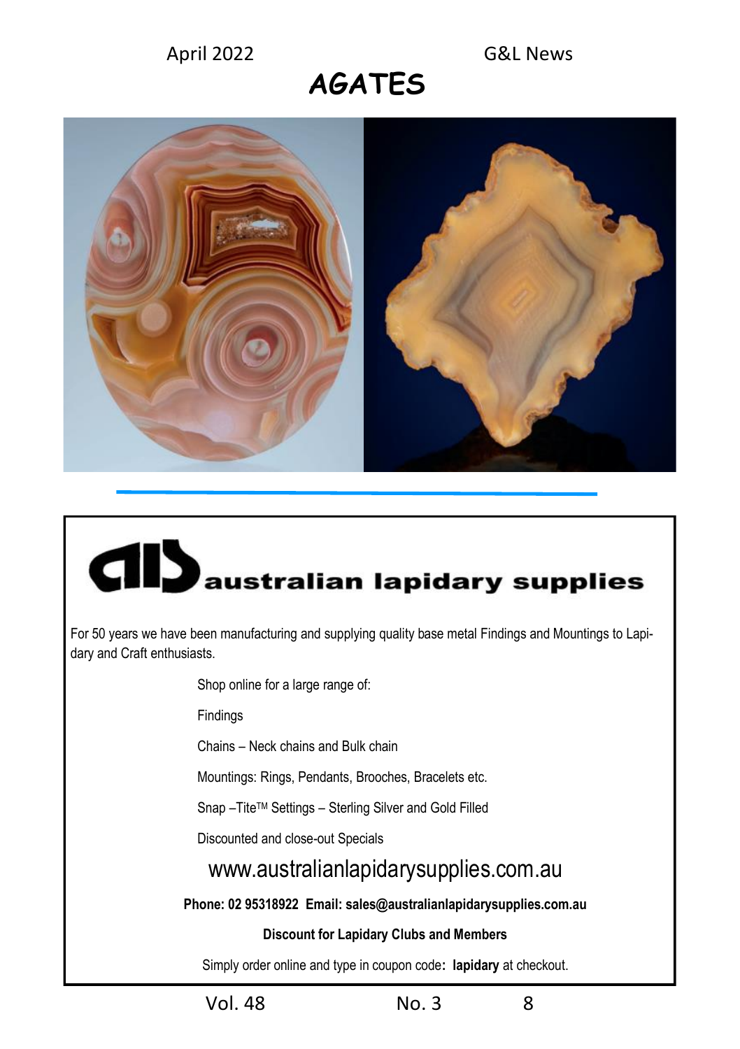# AGATES

---

**australian lapidary supplies**

For 50 years we have been manufacturing and supplying quality base metal Findings and Mountings to Lapidary and Craft enthusiasts.

Shop online for a large range of:

Findings

Chains – Neck chains and Bulk chain

Mountings: Rings, Pendants, Brooches, Bracelets etc.

Snap –Tite™ Settings – Sterling Silver and Gold Filled

Discounted and close-out Specials

www.australianlapidarysupplies.com.au

**Phone: 02 95318922 Email: sales@australianlapidarysupplies.com.au**

**Discount for Lapidary Clubs and Members**

Simply order online and type in coupon code**: lapidary** at checkout.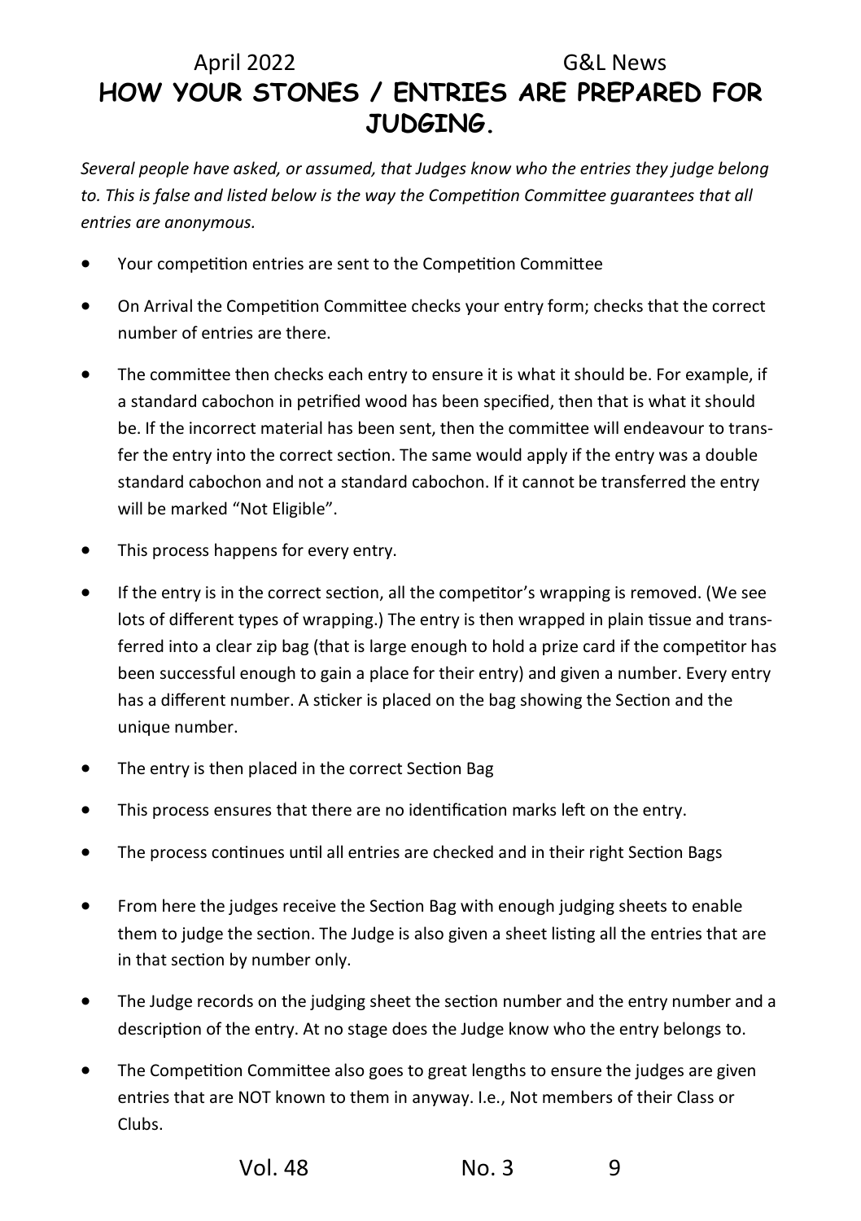# HOW YOUR STONES / ENTRIES ARE PREPARED FOR JUDGING.

*Several people have asked, or assumed, that Judges know who the entries they judge belong to. This is false and listed below is the way the Competition Committee guarantees that all entries are anonymous.*

- Your competition entries are sent to the Competition Committee
- On Arrival the Competition Committee checks your entry form; checks that the correct number of entries are there.
- The committee then checks each entry to ensure it is what it should be. For example, if a standard cabochon in petrified wood has been specified, then that is what it should be. If the incorrect material has been sent, then the committee will endeavour to transfer the entry into the correct section. The same would apply if the entry was a double standard cabochon and not a standard cabochon. If it cannot be transferred the entry will be marked "Not Eligible".
- This process happens for every entry.
- If the entry is in the correct section, all the competitor's wrapping is removed. (We see lots of different types of wrapping.) The entry is then wrapped in plain tissue and transferred into a clear zip bag (that is large enough to hold a prize card if the competitor has been successful enough to gain a place for their entry) and given a number. Every entry has a different number. A sticker is placed on the bag showing the Section and the unique number.
- The entry is then placed in the correct Section Bag
- This process ensures that there are no identification marks left on the entry.
- The process continues until all entries are checked and in their right Section Bags
- From here the judges receive the Section Bag with enough judging sheets to enable them to judge the section. The Judge is also given a sheet listing all the entries that are in that section by number only.
- The Judge records on the judging sheet the section number and the entry number and a description of the entry. At no stage does the Judge know who the entry belongs to.
- The Competition Committee also goes to great lengths to ensure the judges are given entries that are NOT known to them in anyway. I.e., Not members of their Class or Clubs.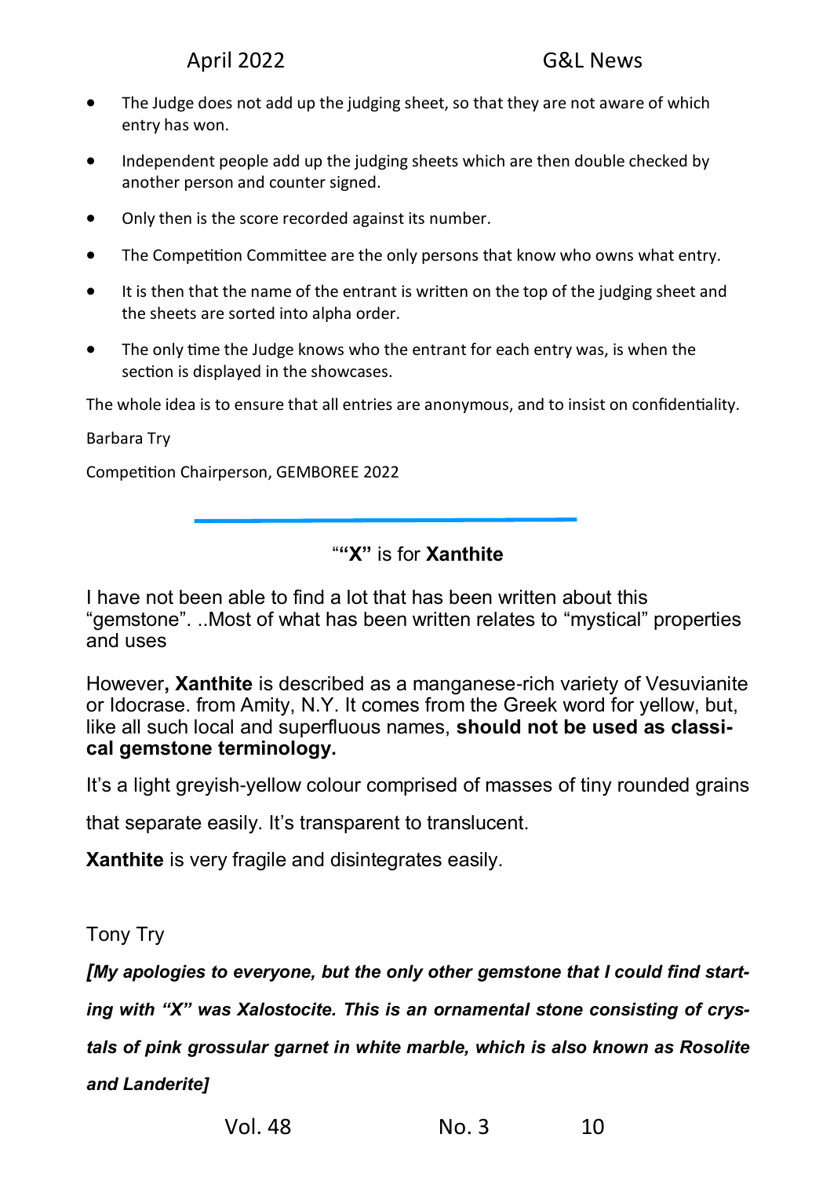- The Judge does not add up the judging sheet, so that they are not aware of which entry has won.
- Independent people add up the judging sheets which are then double checked by another person and counter signed.
- Only then is the score recorded against its number.
- The Competition Committee are the only persons that know who owns what entry.
- It is then that the name of the entrant is written on the top of the judging sheet and the sheets are sorted into alpha order.
- The only time the Judge knows who the entrant for each entry was, is when the section is displayed in the showcases.

The whole idea is to ensure that all entries are anonymous, and to insist on confidentiality.

Barbara Try

Competition Chairperson, GEMBOREE 2022

---

## "**"X"** is for **Xanthite**

I have not been able to find a lot that has been written about this "gemstone". ..Most of what has been written relates to "mystical" properties and uses

However**, Xanthite** is described as a manganese-rich variety of Vesuvianite or Idocrase. from Amity, N.Y. It comes from the Greek word for yellow, but, like all such local and superfluous names, **should not be used as classical gemstone terminology.**

It's a light greyish-yellow colour comprised of masses of tiny rounded grains that separate easily. It's transparent to translucent.

**Xanthite** is very fragile and disintegrates easily.

Tony Try

***[My apologies to everyone, but the only other gemstone that I could find starting with "X" was Xalostocite. This is an ornamental stone consisting of crystals of pink grossular garnet in white marble, which is also known as Rosolite and Landerite]***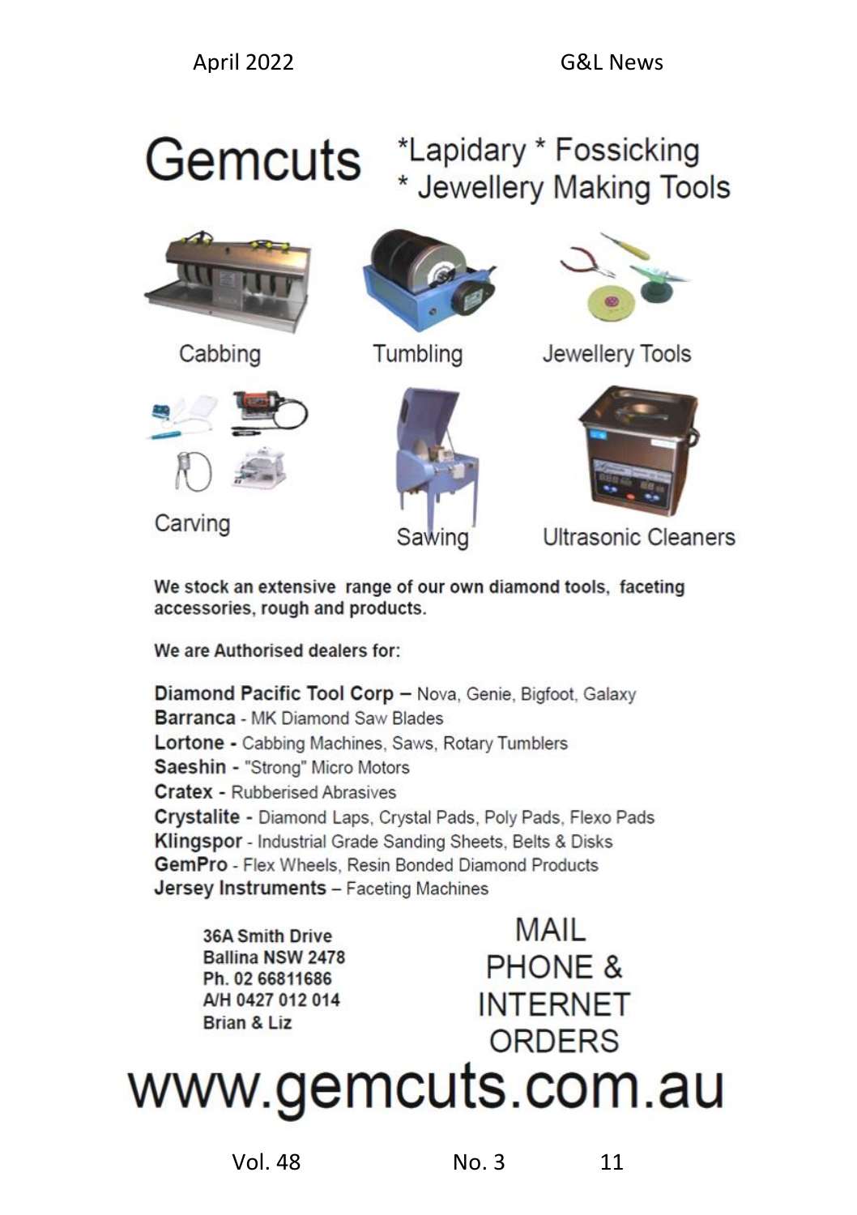# Gemcuts

*Lapidary * Fossicking
* Jewellery Making Tools

Cabbing

Tumbling

Jewellery Tools

Carving

Sawing

Ultrasonic Cleaners

**We stock an extensive range of our own diamond tools, faceting accessories, rough and products.**

**We are Authorised dealers for:**

**Diamond Pacific Tool Corp** – Nova, Genie, Bigfoot, Galaxy
**Barranca** - MK Diamond Saw Blades
**Lortone** - Cabbing Machines, Saws, Rotary Tumblers
**Saeshin** - "Strong" Micro Motors
**Cratex** - Rubberised Abrasives
**Crystalite** - Diamond Laps, Crystal Pads, Poly Pads, Flexo Pads
**Klingspor** - Industrial Grade Sanding Sheets, Belts & Disks
**GemPro** - Flex Wheels, Resin Bonded Diamond Products
**Jersey Instruments** – Faceting Machines

**36A Smith Drive**
**Ballina NSW 2478**
**Ph. 02 66811686**
**A/H 0427 012 014**
**Brian & Liz**

MAIL
PHONE &
INTERNET
ORDERS

# www.gemcuts.com.au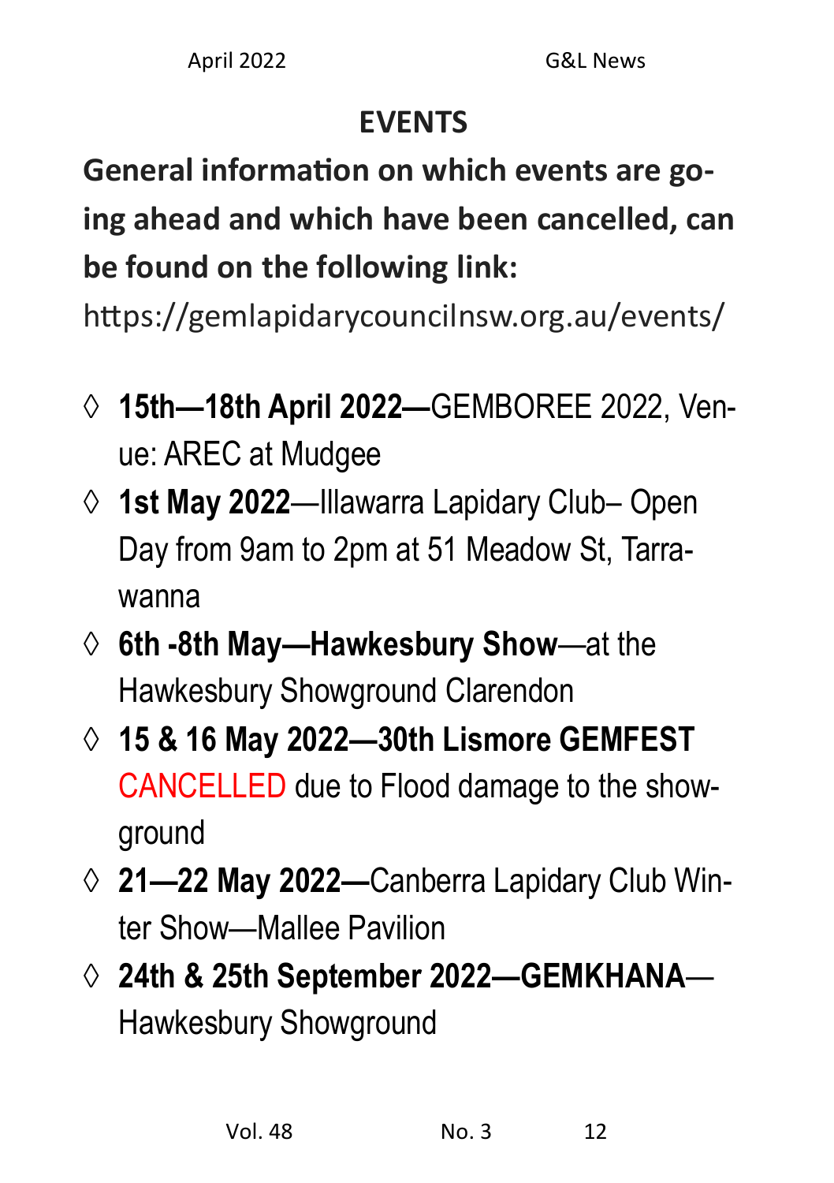## EVENTS

**General information on which events are going ahead and which have been cancelled, can be found on the following link:**

https://gemlapidarycouncilnsw.org.au/events/

- **15th—18th April 2022—**GEMBOREE 2022, Venue: AREC at Mudgee
- **1st May 2022**—Illawarra Lapidary Club– Open Day from 9am to 2pm at 51 Meadow St, Tarrawanna
- **6th -8th May—Hawkesbury Show**—at the Hawkesbury Showground Clarendon
- **15 & 16 May 2022—30th Lismore GEMFEST** CANCELLED due to Flood damage to the showground
- **21—22 May 2022—**Canberra Lapidary Club Winter Show—Mallee Pavilion
- **24th & 25th September 2022—GEMKHANA**—Hawkesbury Showground